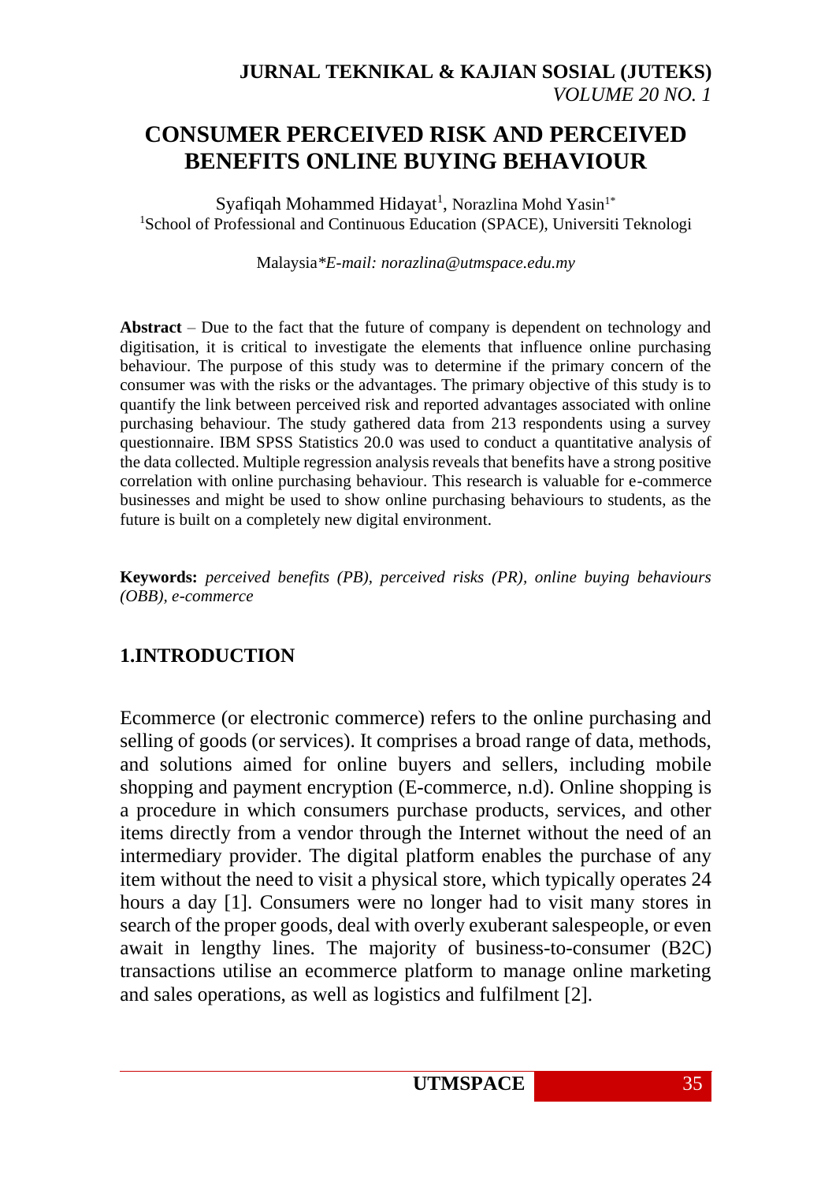# CONSUMER PERCEIVED RISK AND PERCEIVED BENEFITS ONLINE BUYING BEHAVIOUR

Syafiqah Mohammed Hidayat[1], Norazlina Mohd Yasin[1*]
[1]School of Professional and Continuous Education (SPACE), Universiti Teknologi

Malaysia*E-mail: norazlina@utmspace.edu.my

**Abstract** – Due to the fact that the future of company is dependent on technology and digitisation, it is critical to investigate the elements that influence online purchasing behaviour. The purpose of this study was to determine if the primary concern of the consumer was with the risks or the advantages. The primary objective of this study is to quantify the link between perceived risk and reported advantages associated with online purchasing behaviour. The study gathered data from 213 respondents using a survey questionnaire. IBM SPSS Statistics 20.0 was used to conduct a quantitative analysis of the data collected. Multiple regression analysis reveals that benefits have a strong positive correlation with online purchasing behaviour. This research is valuable for e-commerce businesses and might be used to show online purchasing behaviours to students, as the future is built on a completely new digital environment.

**Keywords:** *perceived benefits (PB), perceived risks (PR), online buying behaviours (OBB), e-commerce*

## 1.INTRODUCTION

Ecommerce (or electronic commerce) refers to the online purchasing and selling of goods (or services). It comprises a broad range of data, methods, and solutions aimed for online buyers and sellers, including mobile shopping and payment encryption (E-commerce, n.d). Online shopping is a procedure in which consumers purchase products, services, and other items directly from a vendor through the Internet without the need of an intermediary provider. The digital platform enables the purchase of any item without the need to visit a physical store, which typically operates 24 hours a day [1]. Consumers were no longer had to visit many stores in search of the proper goods, deal with overly exuberant salespeople, or even await in lengthy lines. The majority of business-to-consumer (B2C) transactions utilise an ecommerce platform to manage online marketing and sales operations, as well as logistics and fulfilment [2].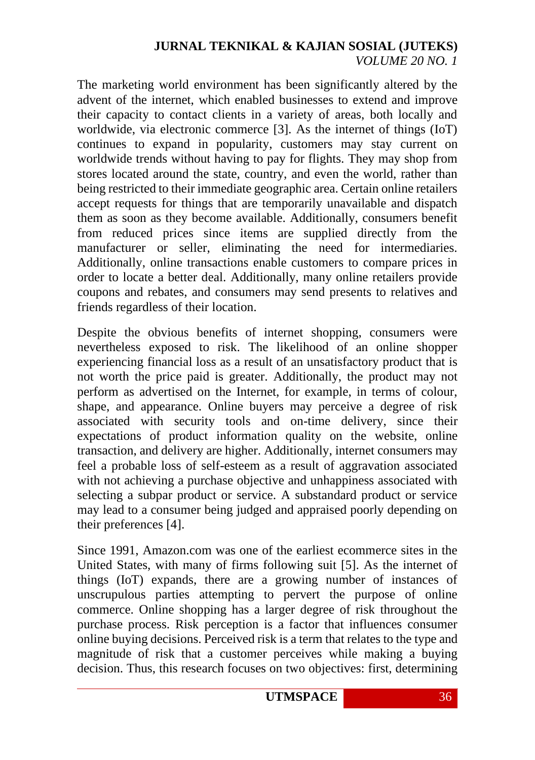The marketing world environment has been significantly altered by the advent of the internet, which enabled businesses to extend and improve their capacity to contact clients in a variety of areas, both locally and worldwide, via electronic commerce [3]. As the internet of things (IoT) continues to expand in popularity, customers may stay current on worldwide trends without having to pay for flights. They may shop from stores located around the state, country, and even the world, rather than being restricted to their immediate geographic area. Certain online retailers accept requests for things that are temporarily unavailable and dispatch them as soon as they become available. Additionally, consumers benefit from reduced prices since items are supplied directly from the manufacturer or seller, eliminating the need for intermediaries. Additionally, online transactions enable customers to compare prices in order to locate a better deal. Additionally, many online retailers provide coupons and rebates, and consumers may send presents to relatives and friends regardless of their location.

Despite the obvious benefits of internet shopping, consumers were nevertheless exposed to risk. The likelihood of an online shopper experiencing financial loss as a result of an unsatisfactory product that is not worth the price paid is greater. Additionally, the product may not perform as advertised on the Internet, for example, in terms of colour, shape, and appearance. Online buyers may perceive a degree of risk associated with security tools and on-time delivery, since their expectations of product information quality on the website, online transaction, and delivery are higher. Additionally, internet consumers may feel a probable loss of self-esteem as a result of aggravation associated with not achieving a purchase objective and unhappiness associated with selecting a subpar product or service. A substandard product or service may lead to a consumer being judged and appraised poorly depending on their preferences [4].

Since 1991, Amazon.com was one of the earliest ecommerce sites in the United States, with many of firms following suit [5]. As the internet of things (IoT) expands, there are a growing number of instances of unscrupulous parties attempting to pervert the purpose of online commerce. Online shopping has a larger degree of risk throughout the purchase process. Risk perception is a factor that influences consumer online buying decisions. Perceived risk is a term that relates to the type and magnitude of risk that a customer perceives while making a buying decision. Thus, this research focuses on two objectives: first, determining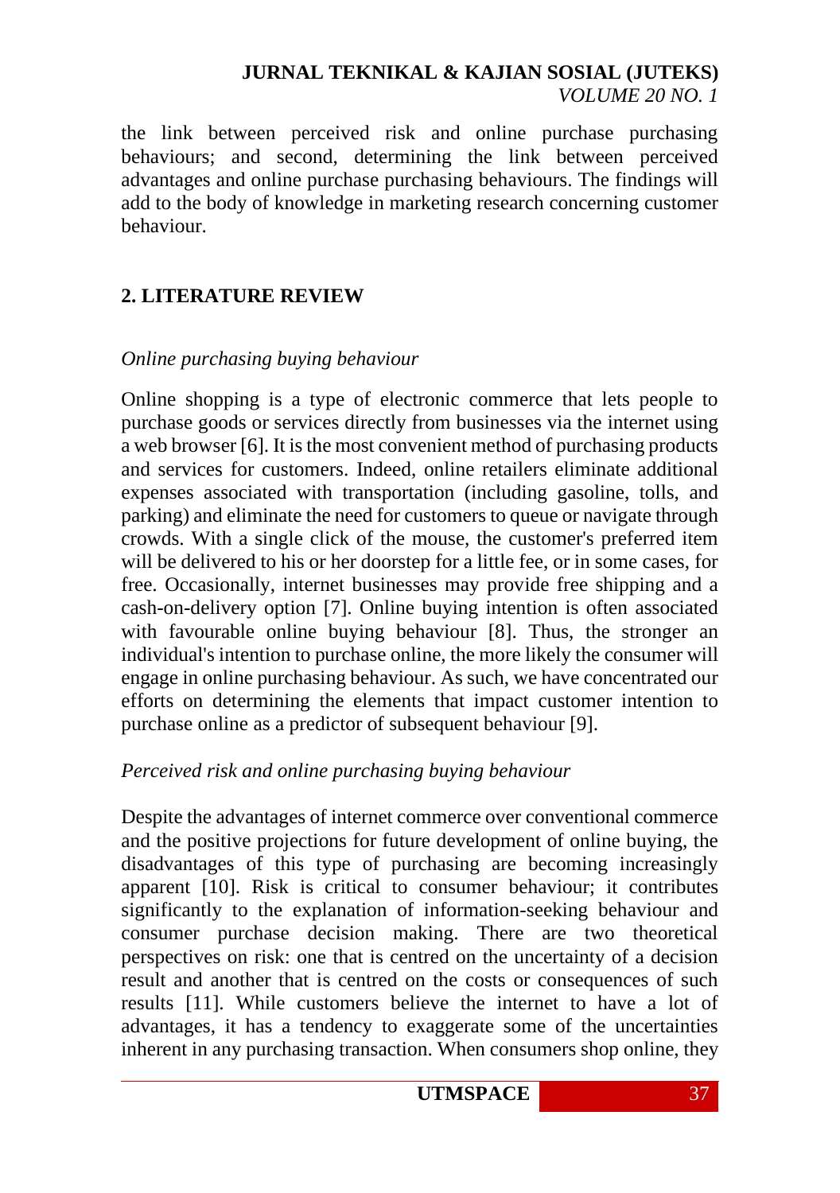the link between perceived risk and online purchase purchasing behaviours; and second, determining the link between perceived advantages and online purchase purchasing behaviours. The findings will add to the body of knowledge in marketing research concerning customer behaviour.

## 2. LITERATURE REVIEW

*Online purchasing buying behaviour*

Online shopping is a type of electronic commerce that lets people to purchase goods or services directly from businesses via the internet using a web browser [6]. It is the most convenient method of purchasing products and services for customers. Indeed, online retailers eliminate additional expenses associated with transportation (including gasoline, tolls, and parking) and eliminate the need for customers to queue or navigate through crowds. With a single click of the mouse, the customer's preferred item will be delivered to his or her doorstep for a little fee, or in some cases, for free. Occasionally, internet businesses may provide free shipping and a cash-on-delivery option [7]. Online buying intention is often associated with favourable online buying behaviour [8]. Thus, the stronger an individual's intention to purchase online, the more likely the consumer will engage in online purchasing behaviour. As such, we have concentrated our efforts on determining the elements that impact customer intention to purchase online as a predictor of subsequent behaviour [9].

*Perceived risk and online purchasing buying behaviour*

Despite the advantages of internet commerce over conventional commerce and the positive projections for future development of online buying, the disadvantages of this type of purchasing are becoming increasingly apparent [10]. Risk is critical to consumer behaviour; it contributes significantly to the explanation of information-seeking behaviour and consumer purchase decision making. There are two theoretical perspectives on risk: one that is centred on the uncertainty of a decision result and another that is centred on the costs or consequences of such results [11]. While customers believe the internet to have a lot of advantages, it has a tendency to exaggerate some of the uncertainties inherent in any purchasing transaction. When consumers shop online, they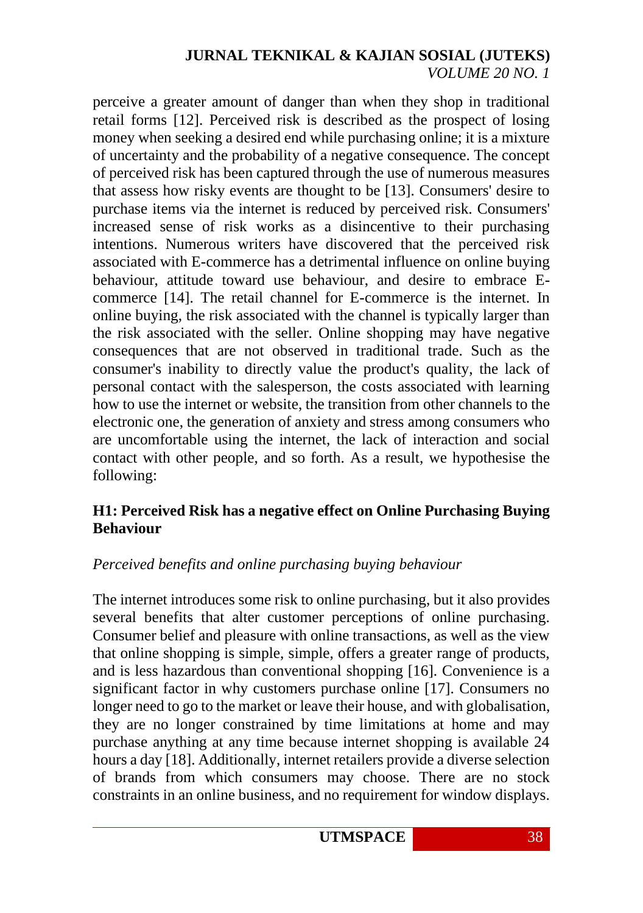perceive a greater amount of danger than when they shop in traditional retail forms [12]. Perceived risk is described as the prospect of losing money when seeking a desired end while purchasing online; it is a mixture of uncertainty and the probability of a negative consequence. The concept of perceived risk has been captured through the use of numerous measures that assess how risky events are thought to be [13]. Consumers' desire to purchase items via the internet is reduced by perceived risk. Consumers' increased sense of risk works as a disincentive to their purchasing intentions. Numerous writers have discovered that the perceived risk associated with E-commerce has a detrimental influence on online buying behaviour, attitude toward use behaviour, and desire to embrace E-commerce [14]. The retail channel for E-commerce is the internet. In online buying, the risk associated with the channel is typically larger than the risk associated with the seller. Online shopping may have negative consequences that are not observed in traditional trade. Such as the consumer's inability to directly value the product's quality, the lack of personal contact with the salesperson, the costs associated with learning how to use the internet or website, the transition from other channels to the electronic one, the generation of anxiety and stress among consumers who are uncomfortable using the internet, the lack of interaction and social contact with other people, and so forth. As a result, we hypothesise the following:

**H1: Perceived Risk has a negative effect on Online Purchasing Buying Behaviour**

*Perceived benefits and online purchasing buying behaviour*

The internet introduces some risk to online purchasing, but it also provides several benefits that alter customer perceptions of online purchasing. Consumer belief and pleasure with online transactions, as well as the view that online shopping is simple, simple, offers a greater range of products, and is less hazardous than conventional shopping [16]. Convenience is a significant factor in why customers purchase online [17]. Consumers no longer need to go to the market or leave their house, and with globalisation, they are no longer constrained by time limitations at home and may purchase anything at any time because internet shopping is available 24 hours a day [18]. Additionally, internet retailers provide a diverse selection of brands from which consumers may choose. There are no stock constraints in an online business, and no requirement for window displays.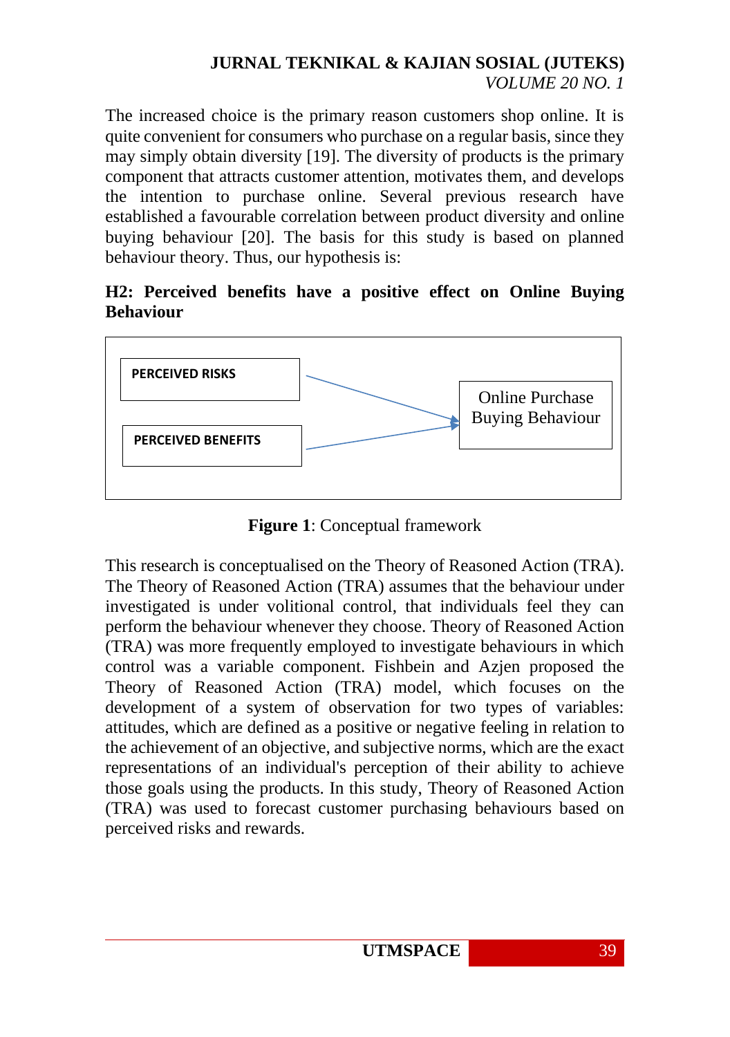The increased choice is the primary reason customers shop online. It is quite convenient for consumers who purchase on a regular basis, since they may simply obtain diversity [19]. The diversity of products is the primary component that attracts customer attention, motivates them, and develops the intention to purchase online. Several previous research have established a favourable correlation between product diversity and online buying behaviour [20]. The basis for this study is based on planned behaviour theory. Thus, our hypothesis is:

**H2: Perceived benefits have a positive effect on Online Buying Behaviour**

PERCEIVED RISKS

PERCEIVED BENEFITS

Online Purchase Buying Behaviour

**Figure 1**: Conceptual framework

This research is conceptualised on the Theory of Reasoned Action (TRA). The Theory of Reasoned Action (TRA) assumes that the behaviour under investigated is under volitional control, that individuals feel they can perform the behaviour whenever they choose. Theory of Reasoned Action (TRA) was more frequently employed to investigate behaviours in which control was a variable component. Fishbein and Azjen proposed the Theory of Reasoned Action (TRA) model, which focuses on the development of a system of observation for two types of variables: attitudes, which are defined as a positive or negative feeling in relation to the achievement of an objective, and subjective norms, which are the exact representations of an individual's perception of their ability to achieve those goals using the products. In this study, Theory of Reasoned Action (TRA) was used to forecast customer purchasing behaviours based on perceived risks and rewards.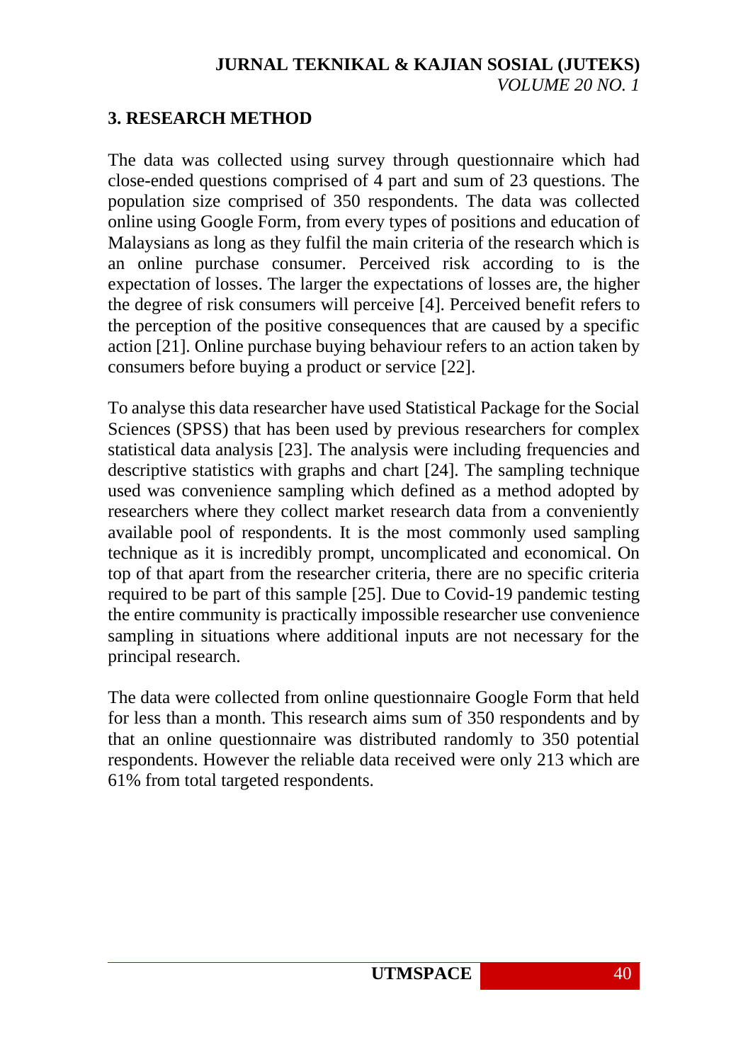## 3. RESEARCH METHOD

The data was collected using survey through questionnaire which had close-ended questions comprised of 4 part and sum of 23 questions. The population size comprised of 350 respondents. The data was collected online using Google Form, from every types of positions and education of Malaysians as long as they fulfil the main criteria of the research which is an online purchase consumer. Perceived risk according to is the expectation of losses. The larger the expectations of losses are, the higher the degree of risk consumers will perceive [4]. Perceived benefit refers to the perception of the positive consequences that are caused by a specific action [21]. Online purchase buying behaviour refers to an action taken by consumers before buying a product or service [22].

To analyse this data researcher have used Statistical Package for the Social Sciences (SPSS) that has been used by previous researchers for complex statistical data analysis [23]. The analysis were including frequencies and descriptive statistics with graphs and chart [24]. The sampling technique used was convenience sampling which defined as a method adopted by researchers where they collect market research data from a conveniently available pool of respondents. It is the most commonly used sampling technique as it is incredibly prompt, uncomplicated and economical. On top of that apart from the researcher criteria, there are no specific criteria required to be part of this sample [25]. Due to Covid-19 pandemic testing the entire community is practically impossible researcher use convenience sampling in situations where additional inputs are not necessary for the principal research.

The data were collected from online questionnaire Google Form that held for less than a month. This research aims sum of 350 respondents and by that an online questionnaire was distributed randomly to 350 potential respondents. However the reliable data received were only 213 which are 61% from total targeted respondents.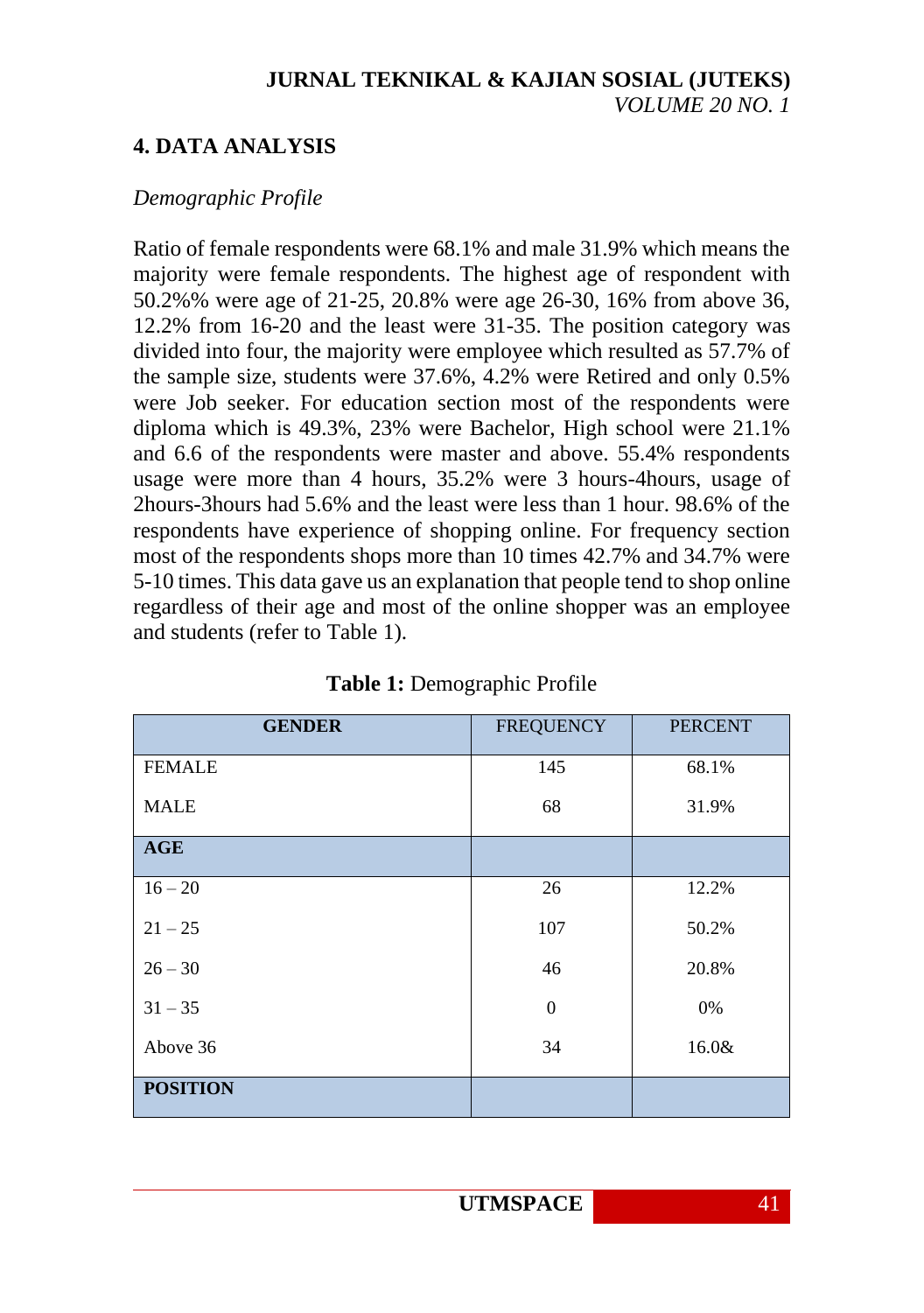## 4. DATA ANALYSIS

*Demographic Profile*

Ratio of female respondents were 68.1% and male 31.9% which means the majority were female respondents. The highest age of respondent with 50.2%% were age of 21-25, 20.8% were age 26-30, 16% from above 36, 12.2% from 16-20 and the least were 31-35. The position category was divided into four, the majority were employee which resulted as 57.7% of the sample size, students were 37.6%, 4.2% were Retired and only 0.5% were Job seeker. For education section most of the respondents were diploma which is 49.3%, 23% were Bachelor, High school were 21.1% and 6.6 of the respondents were master and above. 55.4% respondents usage were more than 4 hours, 35.2% were 3 hours-4hours, usage of 2hours-3hours had 5.6% and the least were less than 1 hour. 98.6% of the respondents have experience of shopping online. For frequency section most of the respondents shops more than 10 times 42.7% and 34.7% were 5-10 times. This data gave us an explanation that people tend to shop online regardless of their age and most of the online shopper was an employee and students (refer to Table 1).

**Table 1:** Demographic Profile

| **GENDER** | FREQUENCY | PERCENT |
|---|---|---|
| FEMALE | 145 | 68.1% |
| MALE | 68 | 31.9% |
| **AGE** | | |
| 16 – 20 | 26 | 12.2% |
| 21 – 25 | 107 | 50.2% |
| 26 – 30 | 46 | 20.8% |
| 31 – 35 | 0 | 0% |
| Above 36 | 34 | 16.0& |
| **POSITION** | | |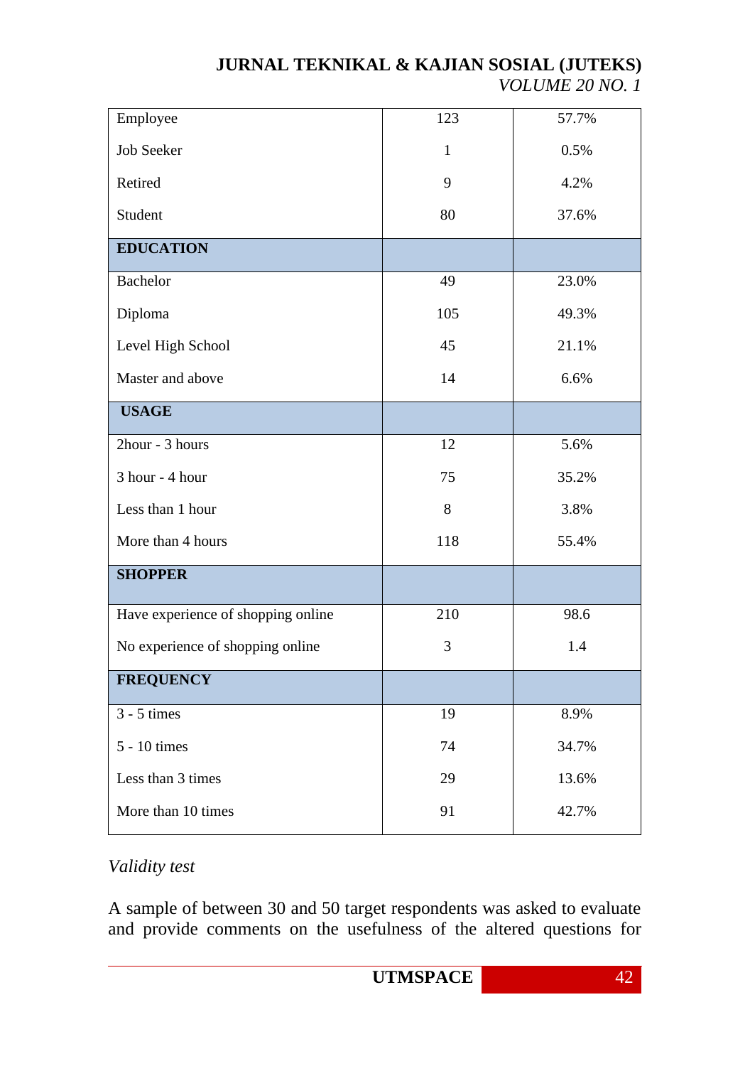| Employee | 123 | 57.7% |
|---|---|---|
| Job Seeker | 1 | 0.5% |
| Retired | 9 | 4.2% |
| Student | 80 | 37.6% |
| **EDUCATION** | | |
| Bachelor | 49 | 23.0% |
| Diploma | 105 | 49.3% |
| Level High School | 45 | 21.1% |
| Master and above | 14 | 6.6% |
| **USAGE** | | |
| 2hour - 3 hours | 12 | 5.6% |
| 3 hour - 4 hour | 75 | 35.2% |
| Less than 1 hour | 8 | 3.8% |
| More than 4 hours | 118 | 55.4% |
| **SHOPPER** | | |
| Have experience of shopping online | 210 | 98.6 |
| No experience of shopping online | 3 | 1.4 |
| **FREQUENCY** | | |
| 3 - 5 times | 19 | 8.9% |
| 5 - 10 times | 74 | 34.7% |
| Less than 3 times | 29 | 13.6% |
| More than 10 times | 91 | 42.7% |

*Validity test*

A sample of between 30 and 50 target respondents was asked to evaluate and provide comments on the usefulness of the altered questions for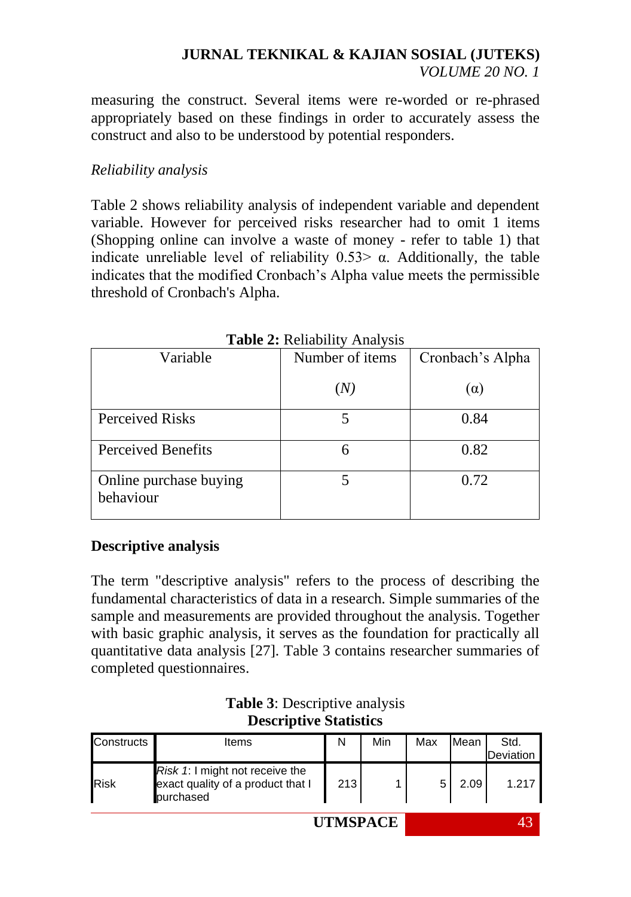measuring the construct. Several items were re-worded or re-phrased appropriately based on these findings in order to accurately assess the construct and also to be understood by potential responders.

*Reliability analysis*

Table 2 shows reliability analysis of independent variable and dependent variable. However for perceived risks researcher had to omit 1 items (Shopping online can involve a waste of money - refer to table 1) that indicate unreliable level of reliability 0.53> α. Additionally, the table indicates that the modified Cronbach's Alpha value meets the permissible threshold of Cronbach's Alpha.

**Table 2:** Reliability Analysis

| Variable | Number of items (*N*) | Cronbach's Alpha (α) |
|---|---|---|
| Perceived Risks | 5 | 0.84 |
| Perceived Benefits | 6 | 0.82 |
| Online purchase buying behaviour | 5 | 0.72 |

**Descriptive analysis**

The term "descriptive analysis" refers to the process of describing the fundamental characteristics of data in a research. Simple summaries of the sample and measurements are provided throughout the analysis. Together with basic graphic analysis, it serves as the foundation for practically all quantitative data analysis [27]. Table 3 contains researcher summaries of completed questionnaires.

**Table 3**: Descriptive analysis
**Descriptive Statistics**

| Constructs | Items | N | Min | Max | Mean | Std. Deviation |
|---|---|---|---|---|---|---|
| Risk | *Risk 1*: I might not receive the exact quality of a product that I purchased | 213 | 1 | 5 | 2.09 | 1.217 |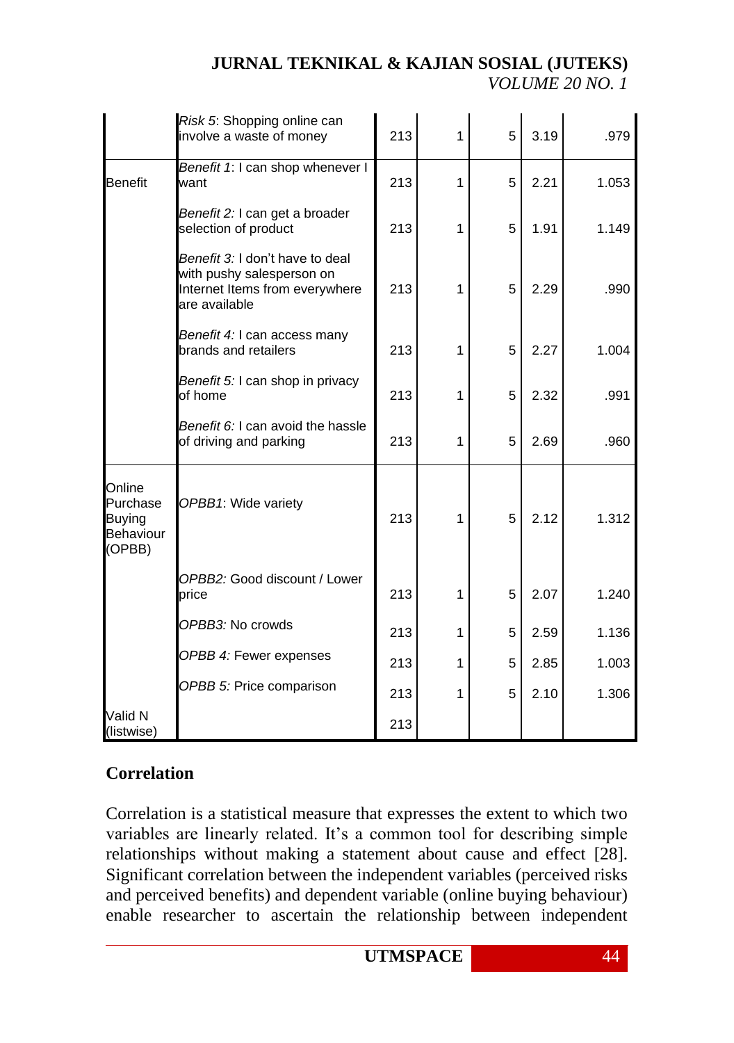| | | | | | | |
|---|---|---|---|---|---|---|
| | *Risk 5*: Shopping online can involve a waste of money | 213 | 1 | 5 | 3.19 | .979 |
| Benefit | *Benefit 1*: I can shop whenever I want | 213 | 1 | 5 | 2.21 | 1.053 |
| | *Benefit 2:* I can get a broader selection of product | 213 | 1 | 5 | 1.91 | 1.149 |
| | *Benefit 3:* I don't have to deal with pushy salesperson on Internet Items from everywhere are available | 213 | 1 | 5 | 2.29 | .990 |
| | *Benefit 4:* I can access many brands and retailers | 213 | 1 | 5 | 2.27 | 1.004 |
| | *Benefit 5:* I can shop in privacy of home | 213 | 1 | 5 | 2.32 | .991 |
| | *Benefit 6:* I can avoid the hassle of driving and parking | 213 | 1 | 5 | 2.69 | .960 |
| Online Purchase Buying Behaviour (OPBB) | *OPBB1*: Wide variety | 213 | 1 | 5 | 2.12 | 1.312 |
| | *OPBB2:* Good discount / Lower price | 213 | 1 | 5 | 2.07 | 1.240 |
| | *OPBB3:* No crowds | 213 | 1 | 5 | 2.59 | 1.136 |
| | *OPBB 4:* Fewer expenses | 213 | 1 | 5 | 2.85 | 1.003 |
| | *OPBB 5:* Price comparison | 213 | 1 | 5 | 2.10 | 1.306 |
| Valid N (listwise) | | 213 | | | | |

## Correlation

Correlation is a statistical measure that expresses the extent to which two variables are linearly related. It's a common tool for describing simple relationships without making a statement about cause and effect [28]. Significant correlation between the independent variables (perceived risks and perceived benefits) and dependent variable (online buying behaviour) enable researcher to ascertain the relationship between independent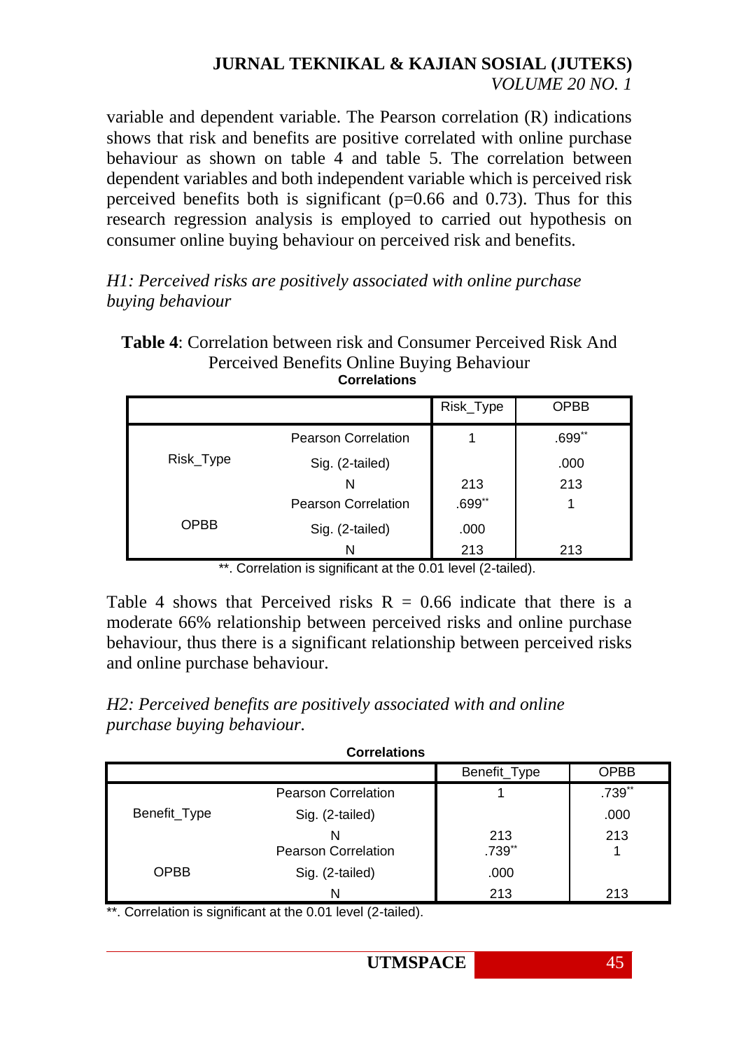variable and dependent variable. The Pearson correlation (R) indications shows that risk and benefits are positive correlated with online purchase behaviour as shown on table 4 and table 5. The correlation between dependent variables and both independent variable which is perceived risk perceived benefits both is significant (p=0.66 and 0.73). Thus for this research regression analysis is employed to carried out hypothesis on consumer online buying behaviour on perceived risk and benefits.

*H1: Perceived risks are positively associated with online purchase buying behaviour*

**Table 4**: Correlation between risk and Consumer Perceived Risk And Perceived Benefits Online Buying Behaviour

**Correlations**

| | | Risk_Type | OPBB |
|---|---|---|---|
| Risk_Type | Pearson Correlation | 1 | .699** |
| | Sig. (2-tailed) | | .000 |
| | N | 213 | 213 |
| OPBB | Pearson Correlation | .699** | 1 |
| | Sig. (2-tailed) | .000 | |
| | N | 213 | 213 |

**. Correlation is significant at the 0.01 level (2-tailed).

Table 4 shows that Perceived risks R = 0.66 indicate that there is a moderate 66% relationship between perceived risks and online purchase behaviour, thus there is a significant relationship between perceived risks and online purchase behaviour.

*H2: Perceived benefits are positively associated with and online purchase buying behaviour.*

**Correlations**

| | | Benefit_Type | OPBB |
|---|---|---|---|
| Benefit_Type | Pearson Correlation | 1 | .739** |
| | Sig. (2-tailed) | | .000 |
| | N | 213 | 213 |
| OPBB | Pearson Correlation | .739** | 1 |
| | Sig. (2-tailed) | .000 | |
| | N | 213 | 213 |

**. Correlation is significant at the 0.01 level (2-tailed).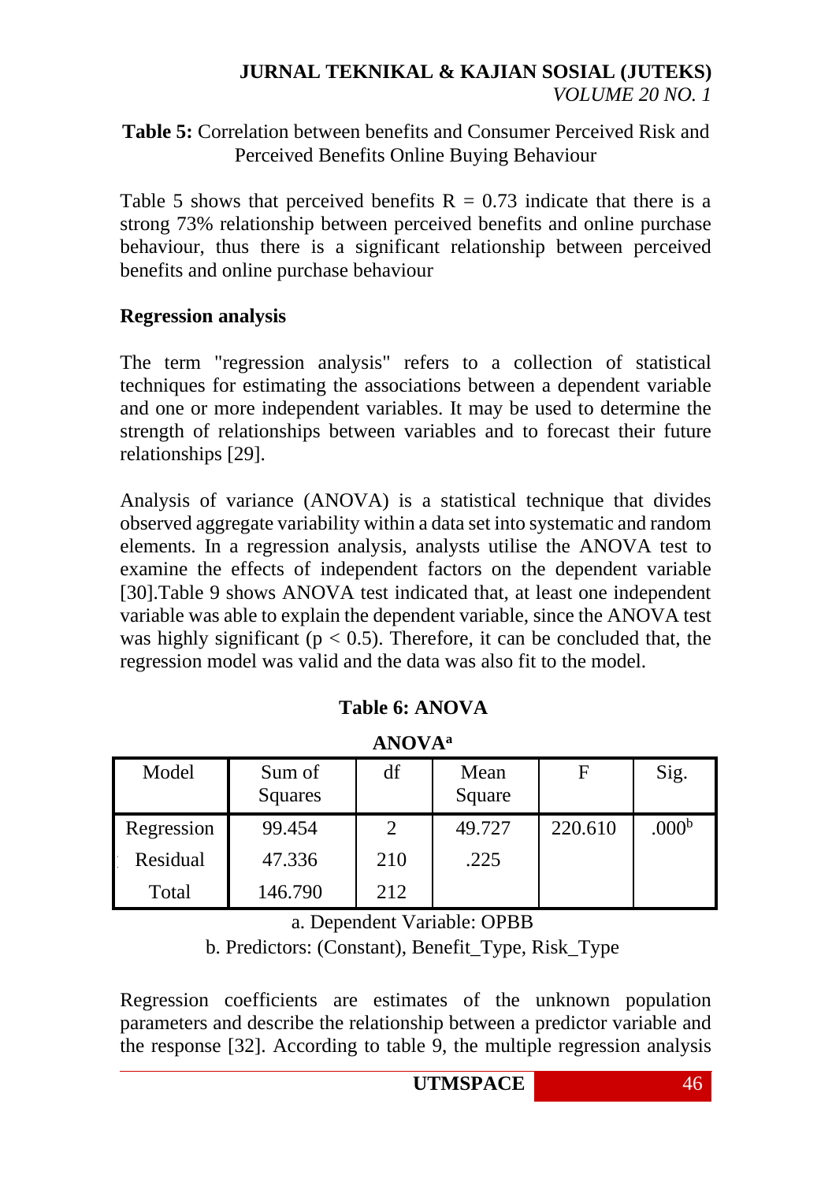**Table 5:** Correlation between benefits and Consumer Perceived Risk and Perceived Benefits Online Buying Behaviour

Table 5 shows that perceived benefits $R = 0.73$ indicate that there is a strong 73% relationship between perceived benefits and online purchase behaviour, thus there is a significant relationship between perceived benefits and online purchase behaviour

### Regression analysis

The term "regression analysis" refers to a collection of statistical techniques for estimating the associations between a dependent variable and one or more independent variables. It may be used to determine the strength of relationships between variables and to forecast their future relationships [29].

Analysis of variance (ANOVA) is a statistical technique that divides observed aggregate variability within a data set into systematic and random elements. In a regression analysis, analysts utilise the ANOVA test to examine the effects of independent factors on the dependent variable [30].Table 9 shows ANOVA test indicated that, at least one independent variable was able to explain the dependent variable, since the ANOVA test was highly significant ($p < 0.5$). Therefore, it can be concluded that, the regression model was valid and the data was also fit to the model.

**Table 6: ANOVA**

**ANOVA[a]**

| Model | Sum of Squares | df | Mean Square | F | Sig. |
|---|---|---|---|---|---|
| Regression | 99.454 | 2 | 49.727 | 220.610 | .000[b] |
| Residual | 47.336 | 210 | .225 | | |
| Total | 146.790 | 212 | | | |

a. Dependent Variable: OPBB

b. Predictors: (Constant), Benefit_Type, Risk_Type

Regression coefficients are estimates of the unknown population parameters and describe the relationship between a predictor variable and the response [32]. According to table 9, the multiple regression analysis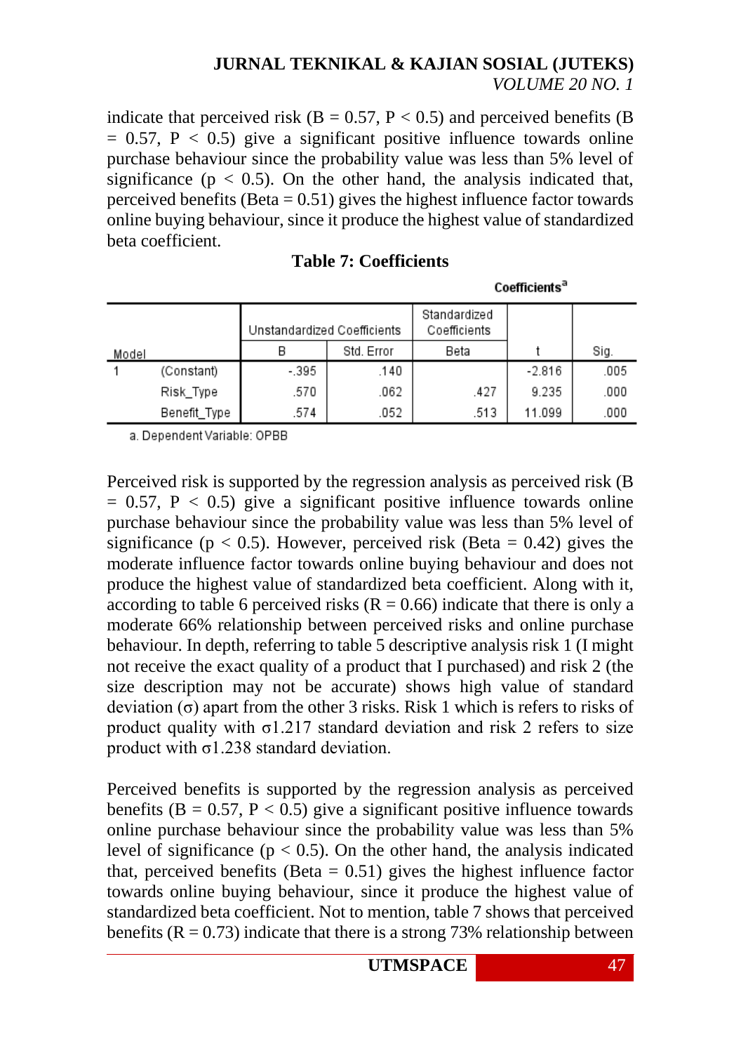indicate that perceived risk ($B = 0.57$, $P < 0.5$) and perceived benefits ($B = 0.57$, $P < 0.5$) give a significant positive influence towards online purchase behaviour since the probability value was less than 5% level of significance ($p < 0.5$). On the other hand, the analysis indicated that, perceived benefits (Beta = 0.51) gives the highest influence factor towards online buying behaviour, since it produce the highest value of standardized beta coefficient.

**Table 7: Coefficients**

Coefficients[a]

| Model | | Unstandardized Coefficients | | Standardized Coefficients | t | Sig. |
|---|---|---|---|---|---|---|
| | | B | Std. Error | Beta | | |
| 1 | (Constant) | -.395 | .140 | | -2.816 | .005 |
| | Risk_Type | .570 | .062 | .427 | 9.235 | .000 |
| | Benefit_Type | .574 | .052 | .513 | 11.099 | .000 |

a. Dependent Variable: OPBB

Perceived risk is supported by the regression analysis as perceived risk ($B = 0.57$, $P < 0.5$) give a significant positive influence towards online purchase behaviour since the probability value was less than 5% level of significance ($p < 0.5$). However, perceived risk (Beta = 0.42) gives the moderate influence factor towards online buying behaviour and does not produce the highest value of standardized beta coefficient. Along with it, according to table 6 perceived risks ($R = 0.66$) indicate that there is only a moderate 66% relationship between perceived risks and online purchase behaviour. In depth, referring to table 5 descriptive analysis risk 1 (I might not receive the exact quality of a product that I purchased) and risk 2 (the size description may not be accurate) shows high value of standard deviation ($\sigma$) apart from the other 3 risks. Risk 1 which is refers to risks of product quality with $\sigma 1.217$ standard deviation and risk 2 refers to size product with $\sigma 1.238$ standard deviation.

Perceived benefits is supported by the regression analysis as perceived benefits ($B = 0.57$, $P < 0.5$) give a significant positive influence towards online purchase behaviour since the probability value was less than 5% level of significance ($p < 0.5$). On the other hand, the analysis indicated that, perceived benefits (Beta = 0.51) gives the highest influence factor towards online buying behaviour, since it produce the highest value of standardized beta coefficient. Not to mention, table 7 shows that perceived benefits ($R = 0.73$) indicate that there is a strong 73% relationship between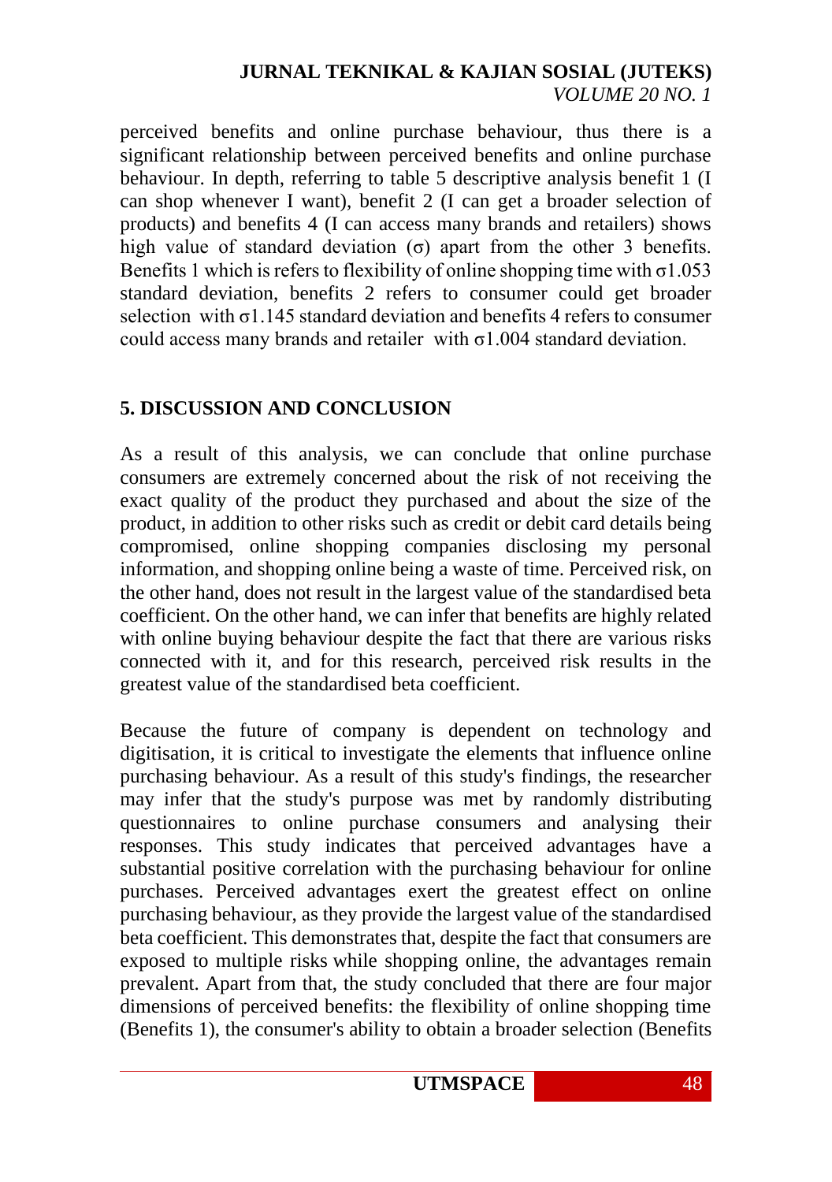perceived benefits and online purchase behaviour, thus there is a significant relationship between perceived benefits and online purchase behaviour. In depth, referring to table 5 descriptive analysis benefit 1 (I can shop whenever I want), benefit 2 (I can get a broader selection of products) and benefits 4 (I can access many brands and retailers) shows high value of standard deviation ($\sigma$) apart from the other 3 benefits. Benefits 1 which is refers to flexibility of online shopping time with $\sigma$1.053 standard deviation, benefits 2 refers to consumer could get broader selection with $\sigma$1.145 standard deviation and benefits 4 refers to consumer could access many brands and retailer with $\sigma$1.004 standard deviation.

## 5. DISCUSSION AND CONCLUSION

As a result of this analysis, we can conclude that online purchase consumers are extremely concerned about the risk of not receiving the exact quality of the product they purchased and about the size of the product, in addition to other risks such as credit or debit card details being compromised, online shopping companies disclosing my personal information, and shopping online being a waste of time. Perceived risk, on the other hand, does not result in the largest value of the standardised beta coefficient. On the other hand, we can infer that benefits are highly related with online buying behaviour despite the fact that there are various risks connected with it, and for this research, perceived risk results in the greatest value of the standardised beta coefficient.

Because the future of company is dependent on technology and digitisation, it is critical to investigate the elements that influence online purchasing behaviour. As a result of this study's findings, the researcher may infer that the study's purpose was met by randomly distributing questionnaires to online purchase consumers and analysing their responses. This study indicates that perceived advantages have a substantial positive correlation with the purchasing behaviour for online purchases. Perceived advantages exert the greatest effect on online purchasing behaviour, as they provide the largest value of the standardised beta coefficient. This demonstrates that, despite the fact that consumers are exposed to multiple risks while shopping online, the advantages remain prevalent. Apart from that, the study concluded that there are four major dimensions of perceived benefits: the flexibility of online shopping time (Benefits 1), the consumer's ability to obtain a broader selection (Benefits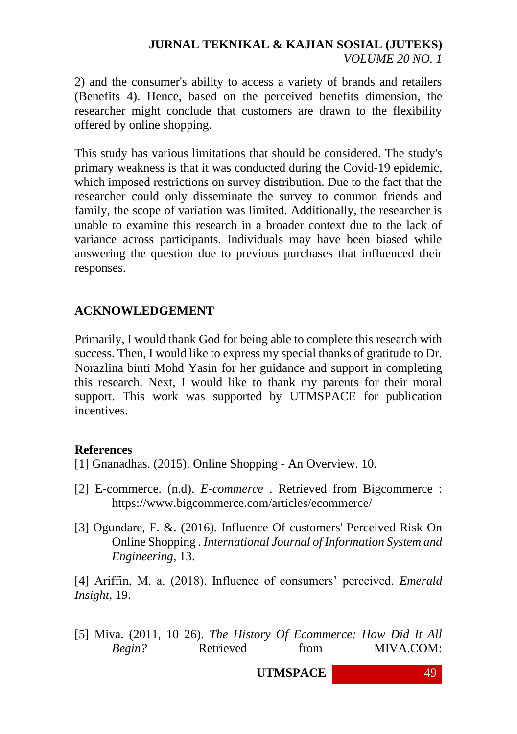2) and the consumer's ability to access a variety of brands and retailers (Benefits 4). Hence, based on the perceived benefits dimension, the researcher might conclude that customers are drawn to the flexibility offered by online shopping.

This study has various limitations that should be considered. The study's primary weakness is that it was conducted during the Covid-19 epidemic, which imposed restrictions on survey distribution. Due to the fact that the researcher could only disseminate the survey to common friends and family, the scope of variation was limited. Additionally, the researcher is unable to examine this research in a broader context due to the lack of variance across participants. Individuals may have been biased while answering the question due to previous purchases that influenced their responses.

## ACKNOWLEDGEMENT

Primarily, I would thank God for being able to complete this research with success. Then, I would like to express my special thanks of gratitude to Dr. Norazlina binti Mohd Yasin for her guidance and support in completing this research. Next, I would like to thank my parents for their moral support. This work was supported by UTMSPACE for publication incentives.

## References

[1] Gnanadhas. (2015). Online Shopping - An Overview. 10.

[2] E-commerce. (n.d). *E-commerce* . Retrieved from Bigcommerce : https://www.bigcommerce.com/articles/ecommerce/

[3] Ogundare, F. &. (2016). Influence Of customers' Perceived Risk On Online Shopping . *International Journal of Information System and Engineering*, 13.

[4] Ariffin, M. a. (2018). Influence of consumers' perceived. *Emerald Insight*, 19.

[5] Miva. (2011, 10 26). *The History Of Ecommerce: How Did It All Begin?* Retrieved from MIVA.COM: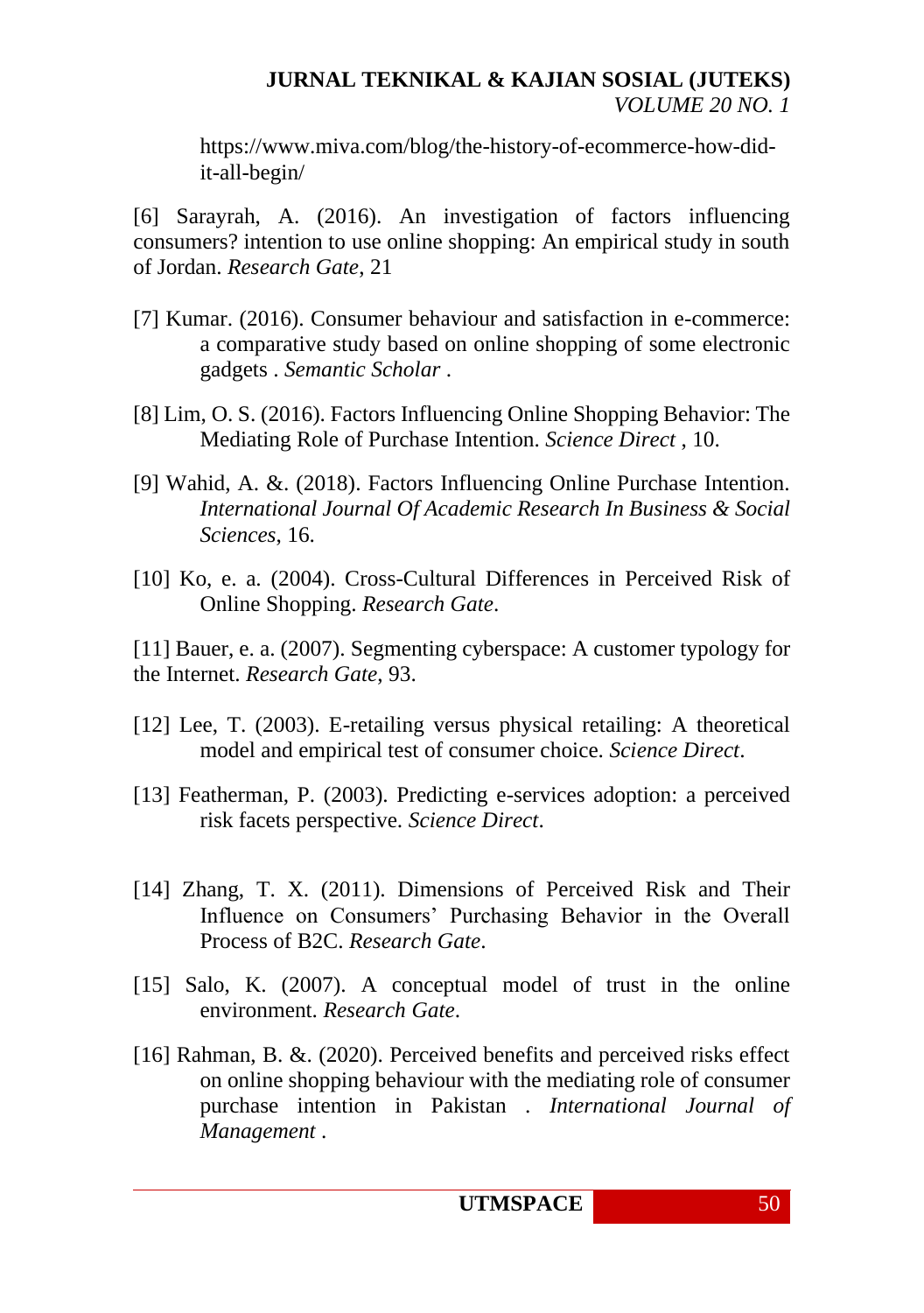https://www.miva.com/blog/the-history-of-ecommerce-how-did-it-all-begin/

[6] Sarayrah, A. (2016). An investigation of factors influencing consumers? intention to use online shopping: An empirical study in south of Jordan. *Research Gate*, 21

[7] Kumar. (2016). Consumer behaviour and satisfaction in e-commerce: a comparative study based on online shopping of some electronic gadgets . *Semantic Scholar* .

[8] Lim, O. S. (2016). Factors Influencing Online Shopping Behavior: The Mediating Role of Purchase Intention. *Science Direct* , 10.

[9] Wahid, A. &. (2018). Factors Influencing Online Purchase Intention. *International Journal Of Academic Research In Business & Social Sciences*, 16.

[10] Ko, e. a. (2004). Cross-Cultural Differences in Perceived Risk of Online Shopping. *Research Gate*.

[11] Bauer, e. a. (2007). Segmenting cyberspace: A customer typology for the Internet. *Research Gate*, 93.

[12] Lee, T. (2003). E-retailing versus physical retailing: A theoretical model and empirical test of consumer choice. *Science Direct*.

[13] Featherman, P. (2003). Predicting e-services adoption: a perceived risk facets perspective. *Science Direct*.

[14] Zhang, T. X. (2011). Dimensions of Perceived Risk and Their Influence on Consumers' Purchasing Behavior in the Overall Process of B2C. *Research Gate*.

[15] Salo, K. (2007). A conceptual model of trust in the online environment. *Research Gate*.

[16] Rahman, B. &. (2020). Perceived benefits and perceived risks effect on online shopping behaviour with the mediating role of consumer purchase intention in Pakistan . *International Journal of Management* .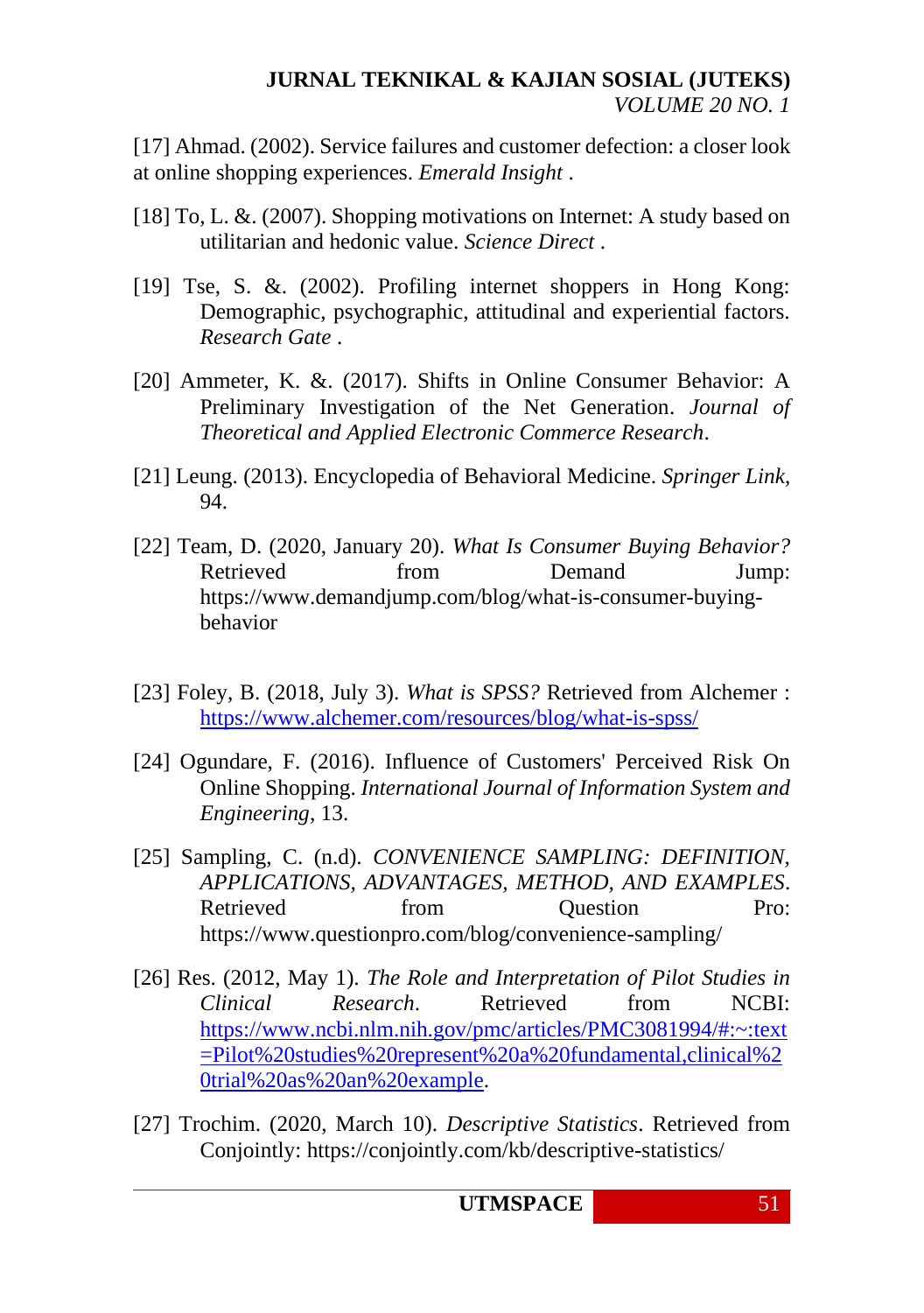[17] Ahmad. (2002). Service failures and customer defection: a closer look at online shopping experiences. *Emerald Insight* .

[18] To, L. &. (2007). Shopping motivations on Internet: A study based on utilitarian and hedonic value. *Science Direct* .

[19] Tse, S. &. (2002). Profiling internet shoppers in Hong Kong: Demographic, psychographic, attitudinal and experiential factors. *Research Gate* .

[20] Ammeter, K. &. (2017). Shifts in Online Consumer Behavior: A Preliminary Investigation of the Net Generation. *Journal of Theoretical and Applied Electronic Commerce Research*.

[21] Leung. (2013). Encyclopedia of Behavioral Medicine. *Springer Link*, 94.

[22] Team, D. (2020, January 20). *What Is Consumer Buying Behavior?* Retrieved from Demand Jump: https://www.demandjump.com/blog/what-is-consumer-buying-behavior

[23] Foley, B. (2018, July 3). *What is SPSS?* Retrieved from Alchemer : https://www.alchemer.com/resources/blog/what-is-spss/

[24] Ogundare, F. (2016). Influence of Customers' Perceived Risk On Online Shopping. *International Journal of Information System and Engineering*, 13.

[25] Sampling, C. (n.d). *CONVENIENCE SAMPLING: DEFINITION, APPLICATIONS, ADVANTAGES, METHOD, AND EXAMPLES*. Retrieved from Question Pro: https://www.questionpro.com/blog/convenience-sampling/

[26] Res. (2012, May 1). *The Role and Interpretation of Pilot Studies in Clinical Research*. Retrieved from NCBI: https://www.ncbi.nlm.nih.gov/pmc/articles/PMC3081994/#:~:text=Pilot%20studies%20represent%20a%20fundamental,clinical%20trial%20as%20an%20example.

[27] Trochim. (2020, March 10). *Descriptive Statistics*. Retrieved from Conjointly: https://conjointly.com/kb/descriptive-statistics/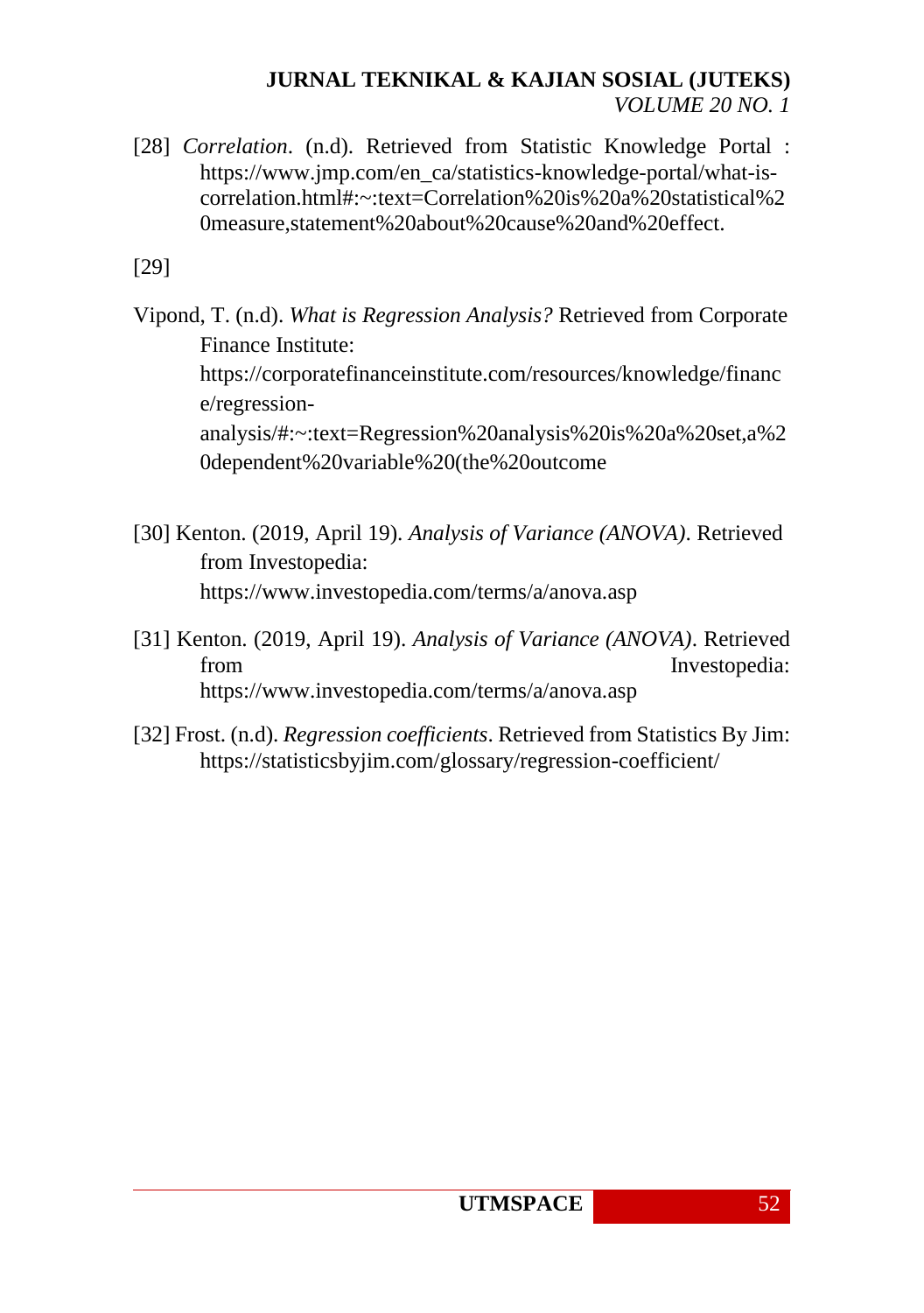[28] *Correlation*. (n.d). Retrieved from Statistic Knowledge Portal : https://www.jmp.com/en_ca/statistics-knowledge-portal/what-is-correlation.html#:~:text=Correlation%20is%20a%20statistical%20measure,statement%20about%20cause%20and%20effect.

[29]

Vipond, T. (n.d). *What is Regression Analysis?* Retrieved from Corporate Finance Institute: https://corporatefinanceinstitute.com/resources/knowledge/finance/regression-analysis/#:~:text=Regression%20analysis%20is%20a%20set,a%20dependent%20variable%20(the%20outcome

[30] Kenton. (2019, April 19). *Analysis of Variance (ANOVA)*. Retrieved from Investopedia: https://www.investopedia.com/terms/a/anova.asp

[31] Kenton. (2019, April 19). *Analysis of Variance (ANOVA)*. Retrieved from Investopedia: https://www.investopedia.com/terms/a/anova.asp

[32] Frost. (n.d). *Regression coefficients*. Retrieved from Statistics By Jim: https://statisticsbyjim.com/glossary/regression-coefficient/